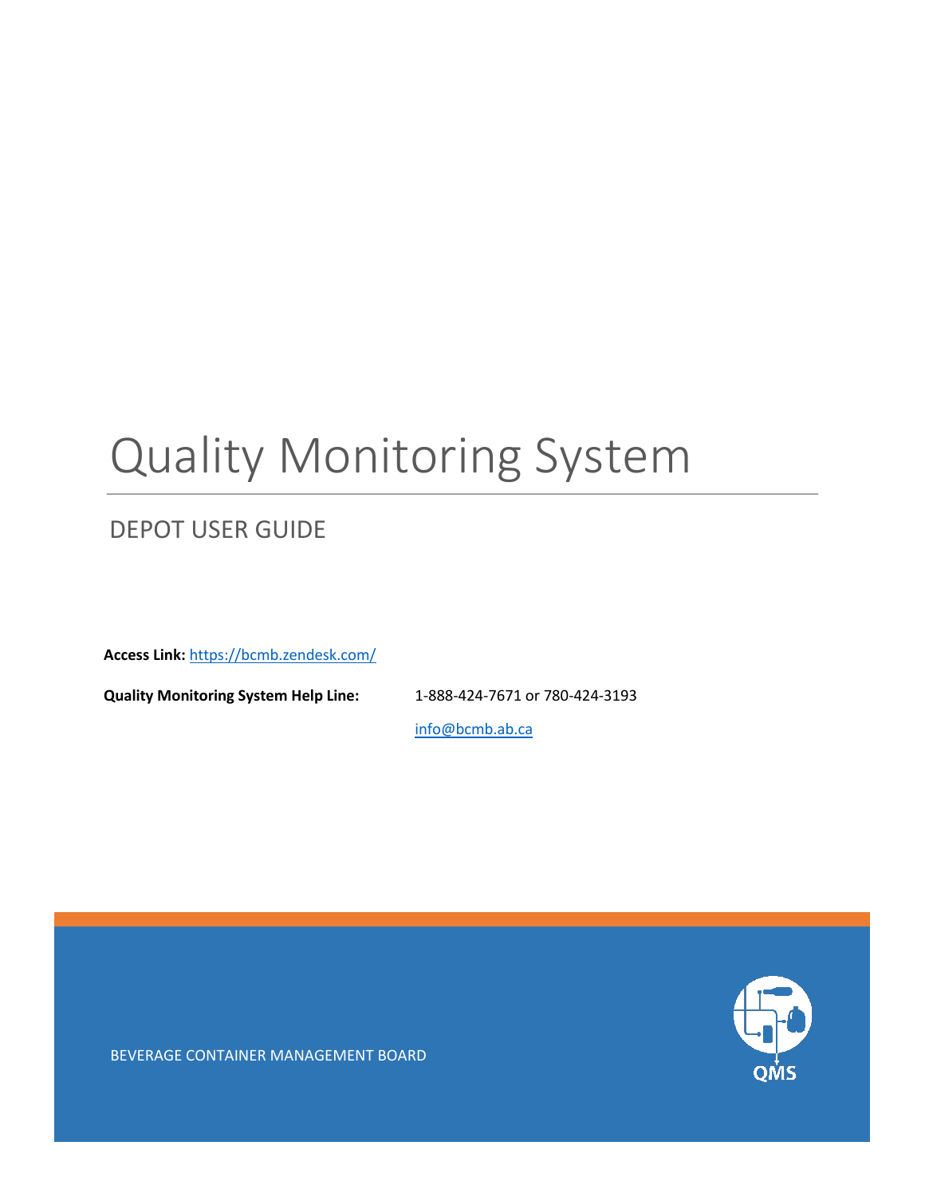# Quality Monitoring System

## DEPOT USER GUIDE

**Access Link:** https://bcmb.zendesk.com/

**Quality Monitoring System Help Line:** 1-888-424-7671 or 780-424-3193

info@bcmb.ab.ca

BEVERAGE CONTAINER MANAGEMENT BOARD

QMS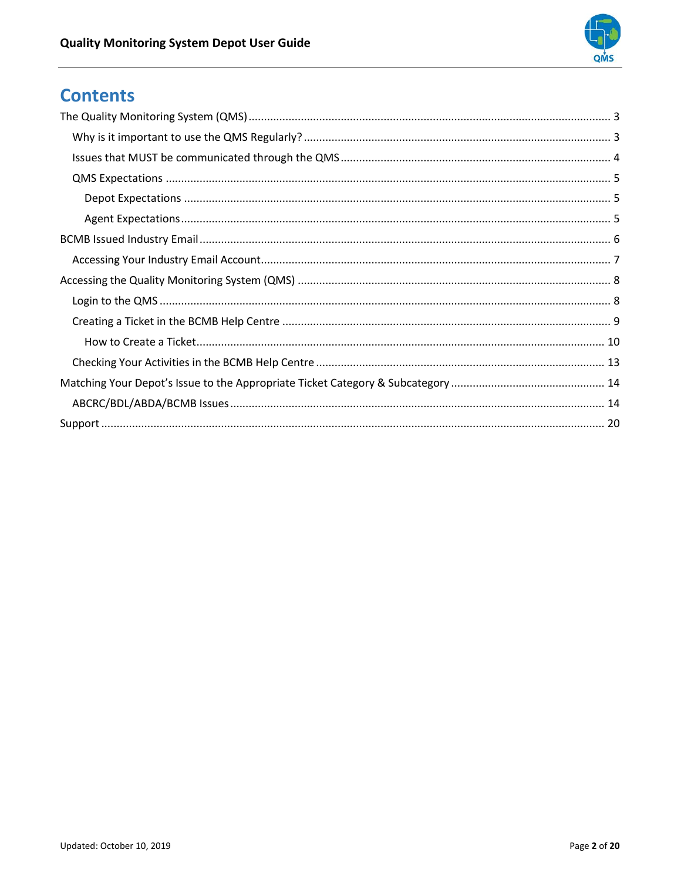# Contents

- The Quality Monitoring System (QMS) ..... 3
  - Why is it important to use the QMS Regularly? ..... 3
  - Issues that MUST be communicated through the QMS ..... 4
  - QMS Expectations ..... 5
    - Depot Expectations ..... 5
    - Agent Expectations ..... 5
- BCMB Issued Industry Email ..... 6
  - Accessing Your Industry Email Account ..... 7
- Accessing the Quality Monitoring System (QMS) ..... 8
  - Login to the QMS ..... 8
  - Creating a Ticket in the BCMB Help Centre ..... 9
    - How to Create a Ticket ..... 10
  - Checking Your Activities in the BCMB Help Centre ..... 13
- Matching Your Depot's Issue to the Appropriate Ticket Category & Subcategory ..... 14
  - ABCRC/BDL/ABDA/BCMB Issues ..... 14
- Support ..... 20

Updated: October 10, 2019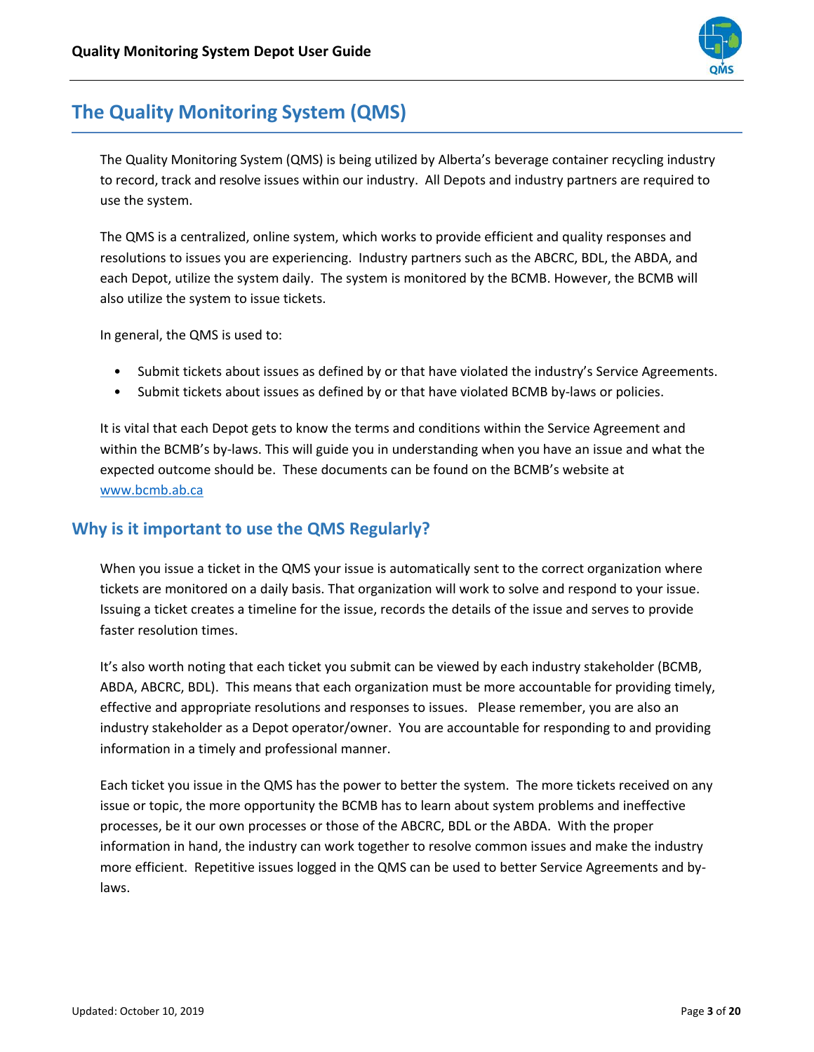# The Quality Monitoring System (QMS)

The Quality Monitoring System (QMS) is being utilized by Alberta's beverage container recycling industry to record, track and resolve issues within our industry. All Depots and industry partners are required to use the system.

The QMS is a centralized, online system, which works to provide efficient and quality responses and resolutions to issues you are experiencing. Industry partners such as the ABCRC, BDL, the ABDA, and each Depot, utilize the system daily. The system is monitored by the BCMB. However, the BCMB will also utilize the system to issue tickets.

In general, the QMS is used to:

- Submit tickets about issues as defined by or that have violated the industry's Service Agreements.
- Submit tickets about issues as defined by or that have violated BCMB by-laws or policies.

It is vital that each Depot gets to know the terms and conditions within the Service Agreement and within the BCMB's by-laws. This will guide you in understanding when you have an issue and what the expected outcome should be. These documents can be found on the BCMB's website at www.bcmb.ab.ca

## Why is it important to use the QMS Regularly?

When you issue a ticket in the QMS your issue is automatically sent to the correct organization where tickets are monitored on a daily basis. That organization will work to solve and respond to your issue. Issuing a ticket creates a timeline for the issue, records the details of the issue and serves to provide faster resolution times.

It's also worth noting that each ticket you submit can be viewed by each industry stakeholder (BCMB, ABDA, ABCRC, BDL). This means that each organization must be more accountable for providing timely, effective and appropriate resolutions and responses to issues. Please remember, you are also an industry stakeholder as a Depot operator/owner. You are accountable for responding to and providing information in a timely and professional manner.

Each ticket you issue in the QMS has the power to better the system. The more tickets received on any issue or topic, the more opportunity the BCMB has to learn about system problems and ineffective processes, be it our own processes or those of the ABCRC, BDL or the ABDA. With the proper information in hand, the industry can work together to resolve common issues and make the industry more efficient. Repetitive issues logged in the QMS can be used to better Service Agreements and by-laws.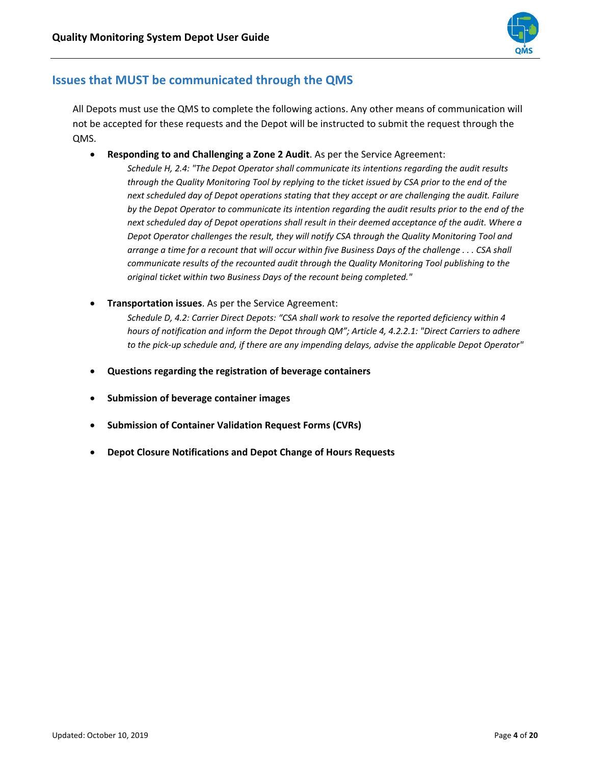## Issues that MUST be communicated through the QMS

All Depots must use the QMS to complete the following actions. Any other means of communication will not be accepted for these requests and the Depot will be instructed to submit the request through the QMS.

- **Responding to and Challenging a Zone 2 Audit**. As per the Service Agreement:
  *Schedule H, 2.4: "The Depot Operator shall communicate its intentions regarding the audit results through the Quality Monitoring Tool by replying to the ticket issued by CSA prior to the end of the next scheduled day of Depot operations stating that they accept or are challenging the audit. Failure by the Depot Operator to communicate its intention regarding the audit results prior to the end of the next scheduled day of Depot operations shall result in their deemed acceptance of the audit. Where a Depot Operator challenges the result, they will notify CSA through the Quality Monitoring Tool and arrange a time for a recount that will occur within five Business Days of the challenge . . . CSA shall communicate results of the recounted audit through the Quality Monitoring Tool publishing to the original ticket within two Business Days of the recount being completed."*

- **Transportation issues**. As per the Service Agreement:
  *Schedule D, 4.2: Carrier Direct Depots: "CSA shall work to resolve the reported deficiency within 4 hours of notification and inform the Depot through QM"; Article 4, 4.2.2.1: "Direct Carriers to adhere to the pick-up schedule and, if there are any impending delays, advise the applicable Depot Operator"*

- **Questions regarding the registration of beverage containers**

- **Submission of beverage container images**

- **Submission of Container Validation Request Forms (CVRs)**

- **Depot Closure Notifications and Depot Change of Hours Requests**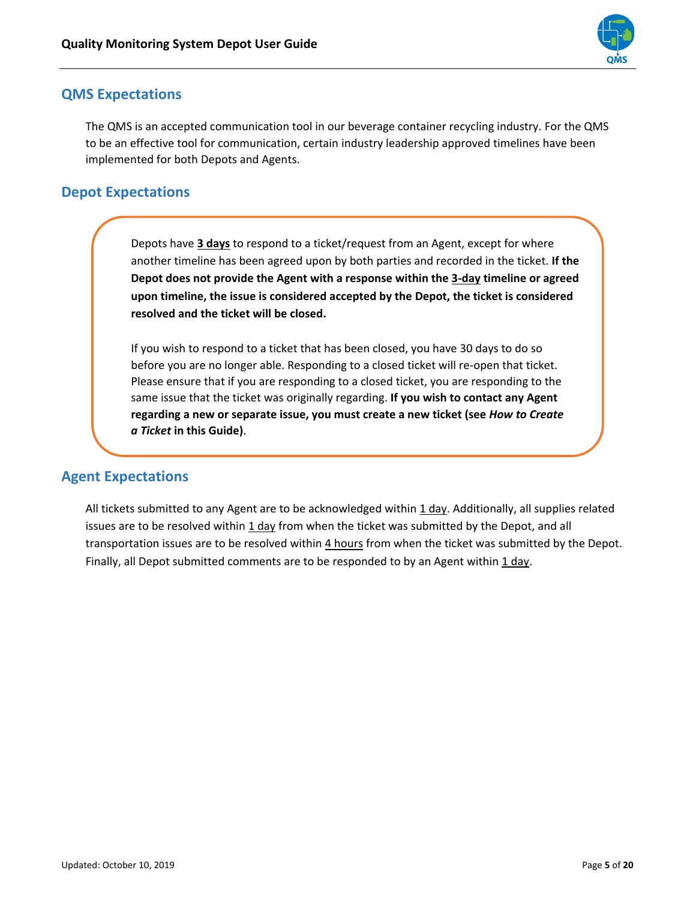## QMS Expectations

The QMS is an accepted communication tool in our beverage container recycling industry. For the QMS to be an effective tool for communication, certain industry leadership approved timelines have been implemented for both Depots and Agents.

## Depot Expectations

Depots have <u>**3 days**</u> to respond to a ticket/request from an Agent, except for where another timeline has been agreed upon by both parties and recorded in the ticket. **If the Depot does not provide the Agent with a response within the <u>3-day</u> timeline or agreed upon timeline, the issue is considered accepted by the Depot, the ticket is considered resolved and the ticket will be closed.**

If you wish to respond to a ticket that has been closed, you have 30 days to do so before you are no longer able. Responding to a closed ticket will re-open that ticket. Please ensure that if you are responding to a closed ticket, you are responding to the same issue that the ticket was originally regarding. **If you wish to contact any Agent regarding a new or separate issue, you must create a new ticket (see *How to Create a Ticket* in this Guide)**.

## Agent Expectations

All tickets submitted to any Agent are to be acknowledged within <u>1 day</u>. Additionally, all supplies related issues are to be resolved within <u>1 day</u> from when the ticket was submitted by the Depot, and all transportation issues are to be resolved within <u>4 hours</u> from when the ticket was submitted by the Depot. Finally, all Depot submitted comments are to be responded to by an Agent within <u>1 day</u>.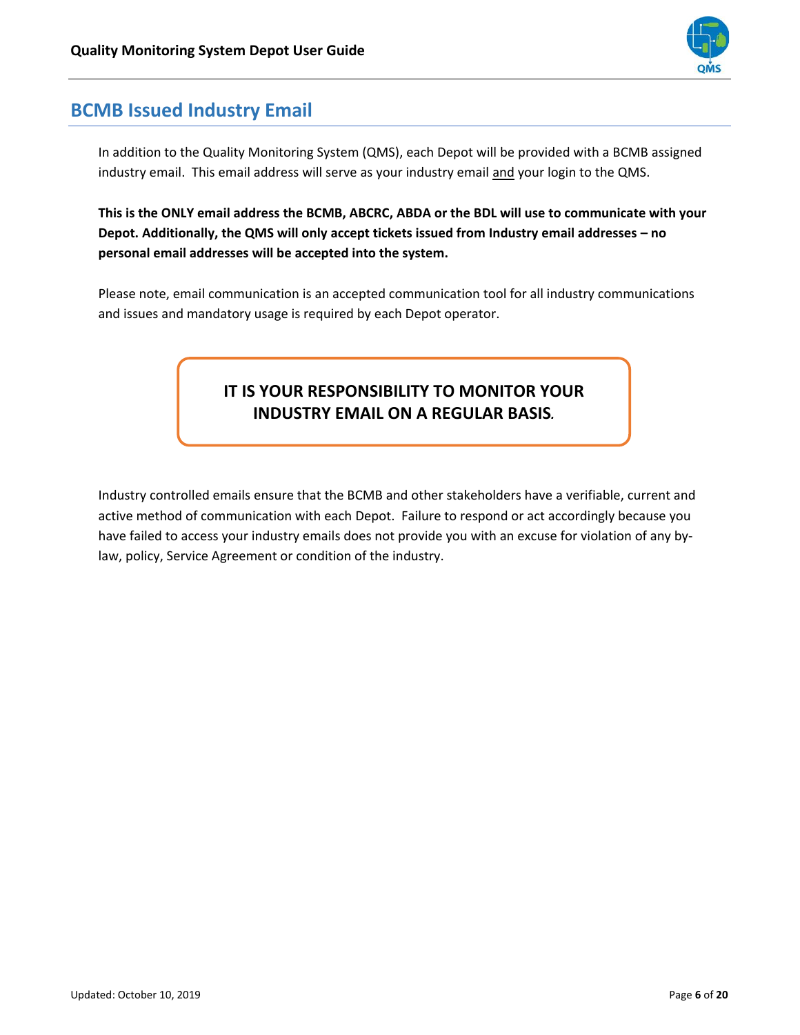## BCMB Issued Industry Email

In addition to the Quality Monitoring System (QMS), each Depot will be provided with a BCMB assigned industry email. This email address will serve as your industry email <u>and</u> your login to the QMS.

**This is the ONLY email address the BCMB, ABCRC, ABDA or the BDL will use to communicate with your Depot. Additionally, the QMS will only accept tickets issued from Industry email addresses – no personal email addresses will be accepted into the system.**

Please note, email communication is an accepted communication tool for all industry communications and issues and mandatory usage is required by each Depot operator.

**IT IS YOUR RESPONSIBILITY TO MONITOR YOUR INDUSTRY EMAIL ON A REGULAR BASIS.**

Industry controlled emails ensure that the BCMB and other stakeholders have a verifiable, current and active method of communication with each Depot. Failure to respond or act accordingly because you have failed to access your industry emails does not provide you with an excuse for violation of any by-law, policy, Service Agreement or condition of the industry.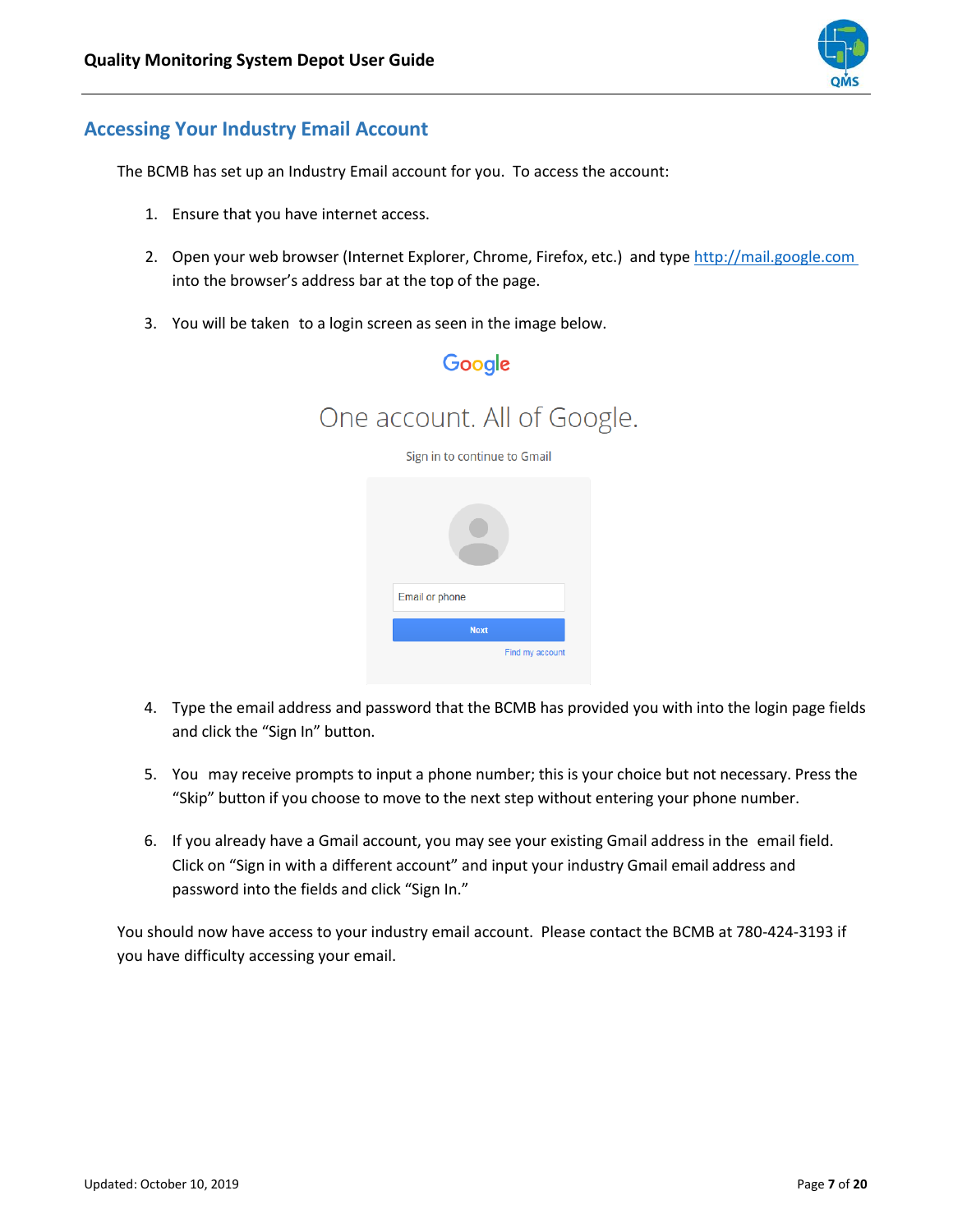## Accessing Your Industry Email Account

The BCMB has set up an Industry Email account for you. To access the account:

1. Ensure that you have internet access.

2. Open your web browser (Internet Explorer, Chrome, Firefox, etc.) and type http://mail.google.com into the browser's address bar at the top of the page.

3. You will be taken to a login screen as seen in the image below.

4. Type the email address and password that the BCMB has provided you with into the login page fields and click the "Sign In" button.

5. You may receive prompts to input a phone number; this is your choice but not necessary. Press the "Skip" button if you choose to move to the next step without entering your phone number.

6. If you already have a Gmail account, you may see your existing Gmail address in the email field. Click on "Sign in with a different account" and input your industry Gmail email address and password into the fields and click "Sign In."

You should now have access to your industry email account. Please contact the BCMB at 780-424-3193 if you have difficulty accessing your email.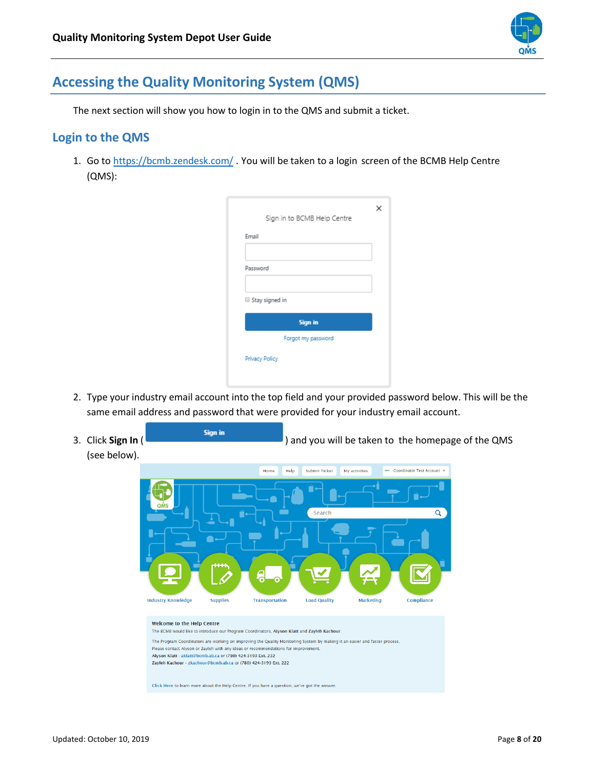# Accessing the Quality Monitoring System (QMS)

The next section will show you how to login in to the QMS and submit a ticket.

## Login to the QMS

1. Go to https://bcmb.zendesk.com/ . You will be taken to a login screen of the BCMB Help Centre (QMS):

2. Type your industry email account into the top field and your provided password below. This will be the same email address and password that were provided for your industry email account.

3. Click **Sign In** ( ) and you will be taken to the homepage of the QMS (see below).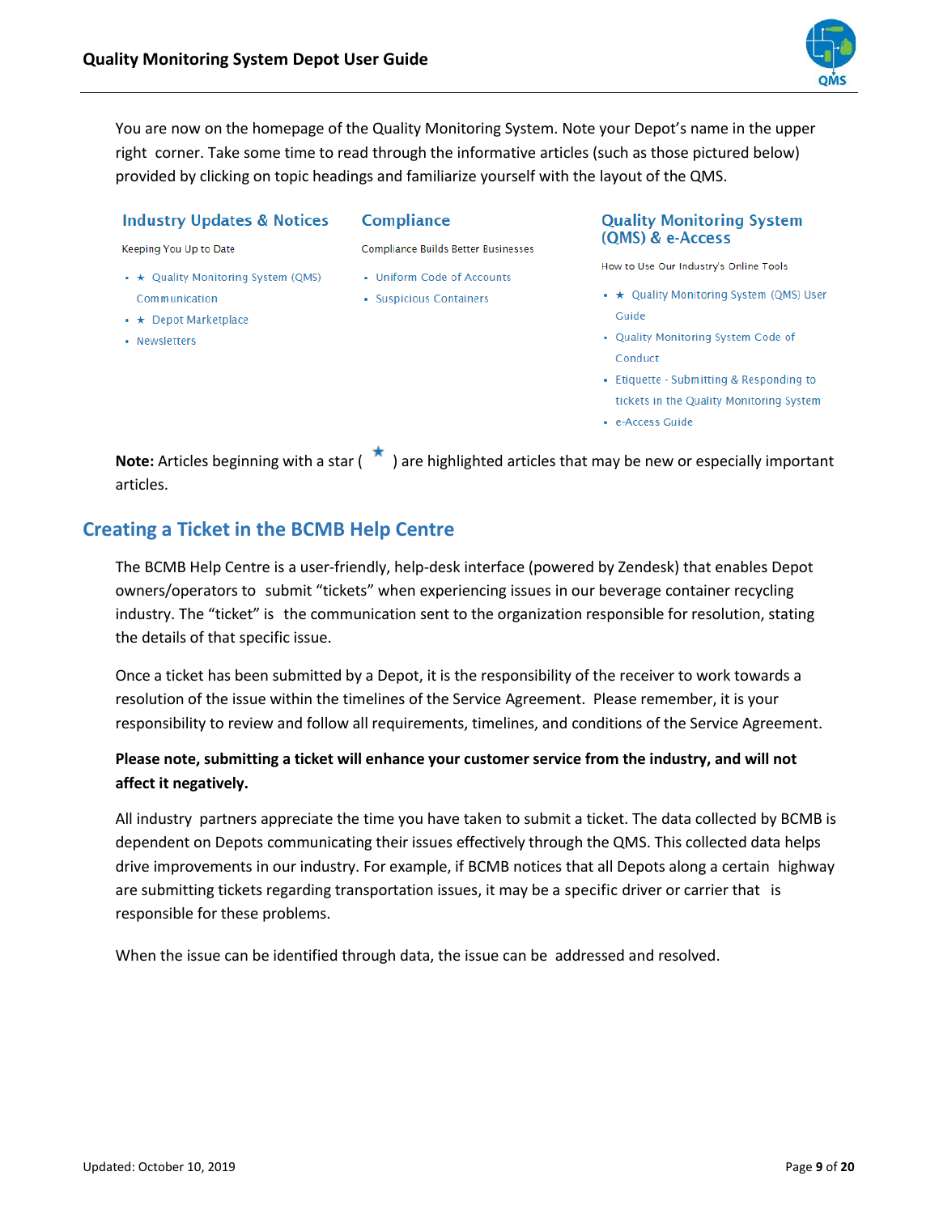You are now on the homepage of the Quality Monitoring System. Note your Depot's name in the upper right corner. Take some time to read through the informative articles (such as those pictured below) provided by clicking on topic headings and familiarize yourself with the layout of the QMS.

**Industry Updates & Notices**

Keeping You Up to Date

- ★ Quality Monitoring System (QMS) Communication
- ★ Depot Marketplace
- Newsletters

**Compliance**

Compliance Builds Better Businesses

- Uniform Code of Accounts
- Suspicious Containers

**Quality Monitoring System (QMS) & e-Access**

How to Use Our Industry's Online Tools

- ★ Quality Monitoring System (QMS) User Guide
- Quality Monitoring System Code of Conduct
- Etiquette - Submitting & Responding to tickets in the Quality Monitoring System
- e-Access Guide

**Note:** Articles beginning with a star ( ★ ) are highlighted articles that may be new or especially important articles.

## Creating a Ticket in the BCMB Help Centre

The BCMB Help Centre is a user-friendly, help-desk interface (powered by Zendesk) that enables Depot owners/operators to submit "tickets" when experiencing issues in our beverage container recycling industry. The "ticket" is the communication sent to the organization responsible for resolution, stating the details of that specific issue.

Once a ticket has been submitted by a Depot, it is the responsibility of the receiver to work towards a resolution of the issue within the timelines of the Service Agreement. Please remember, it is your responsibility to review and follow all requirements, timelines, and conditions of the Service Agreement.

**Please note, submitting a ticket will enhance your customer service from the industry, and will not affect it negatively.**

All industry partners appreciate the time you have taken to submit a ticket. The data collected by BCMB is dependent on Depots communicating their issues effectively through the QMS. This collected data helps drive improvements in our industry. For example, if BCMB notices that all Depots along a certain highway are submitting tickets regarding transportation issues, it may be a specific driver or carrier that is responsible for these problems.

When the issue can be identified through data, the issue can be addressed and resolved.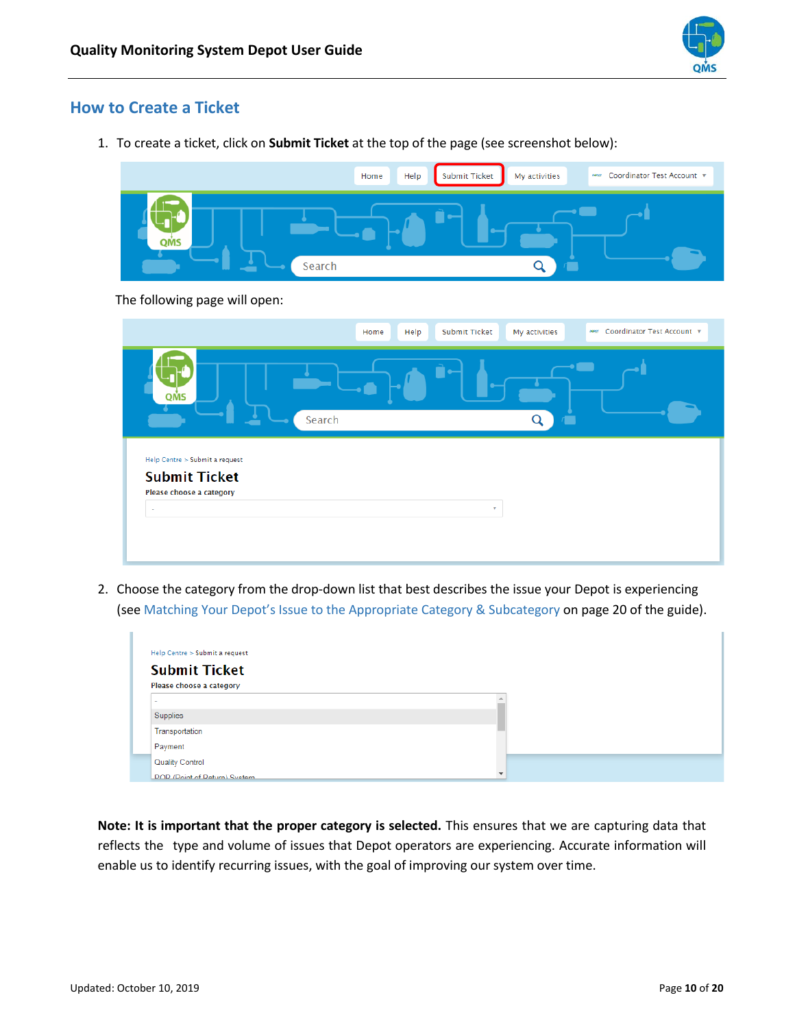## How to Create a Ticket

1. To create a ticket, click on **Submit Ticket** at the top of the page (see screenshot below):

   The following page will open:

2. Choose the category from the drop-down list that best describes the issue your Depot is experiencing (see Matching Your Depot's Issue to the Appropriate Category & Subcategory on page 20 of the guide).

**Note: It is important that the proper category is selected.** This ensures that we are capturing data that reflects the type and volume of issues that Depot operators are experiencing. Accurate information will enable us to identify recurring issues, with the goal of improving our system over time.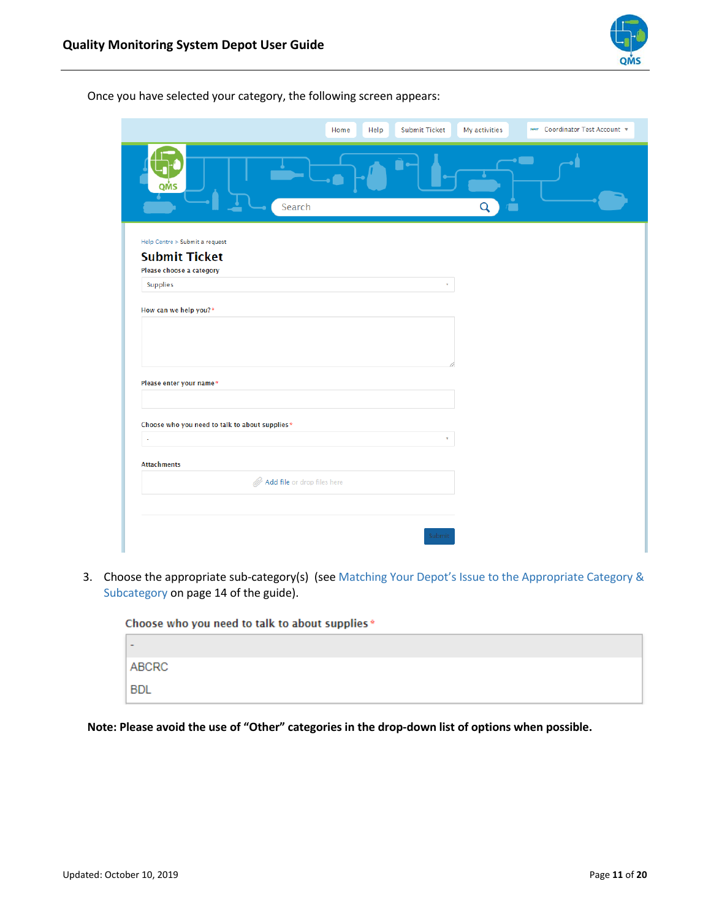Once you have selected your category, the following screen appears:

Home | Help | Submit Ticket | My activities | Coordinator Test Account

Search

Help Centre > Submit a request

**Submit Ticket**

Please choose a category

Supplies

How can we help you? *

Please enter your name *

Choose who you need to talk to about supplies *

-

Attachments

Add file or drop files here

Submit

3. Choose the appropriate sub-category(s) (see Matching Your Depot's Issue to the Appropriate Category & Subcategory on page 14 of the guide).

Choose who you need to talk to about supplies *

-
ABCRC
BDL

**Note: Please avoid the use of "Other" categories in the drop-down list of options when possible.**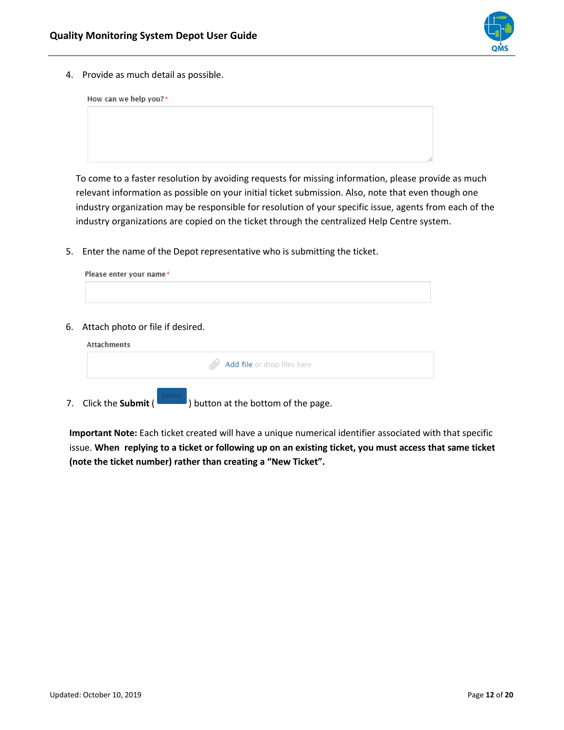4. Provide as much detail as possible.

How can we help you?*

To come to a faster resolution by avoiding requests for missing information, please provide as much relevant information as possible on your initial ticket submission. Also, note that even though one industry organization may be responsible for resolution of your specific issue, agents from each of the industry organizations are copied on the ticket through the centralized Help Centre system.

5. Enter the name of the Depot representative who is submitting the ticket.

Please enter your name*

6. Attach photo or file if desired.

Attachments

Add file or drop files here

7. Click the **Submit** ( Submit ) button at the bottom of the page.

**Important Note:** Each ticket created will have a unique numerical identifier associated with that specific issue. **When replying to a ticket or following up on an existing ticket, you must access that same ticket (note the ticket number) rather than creating a "New Ticket".**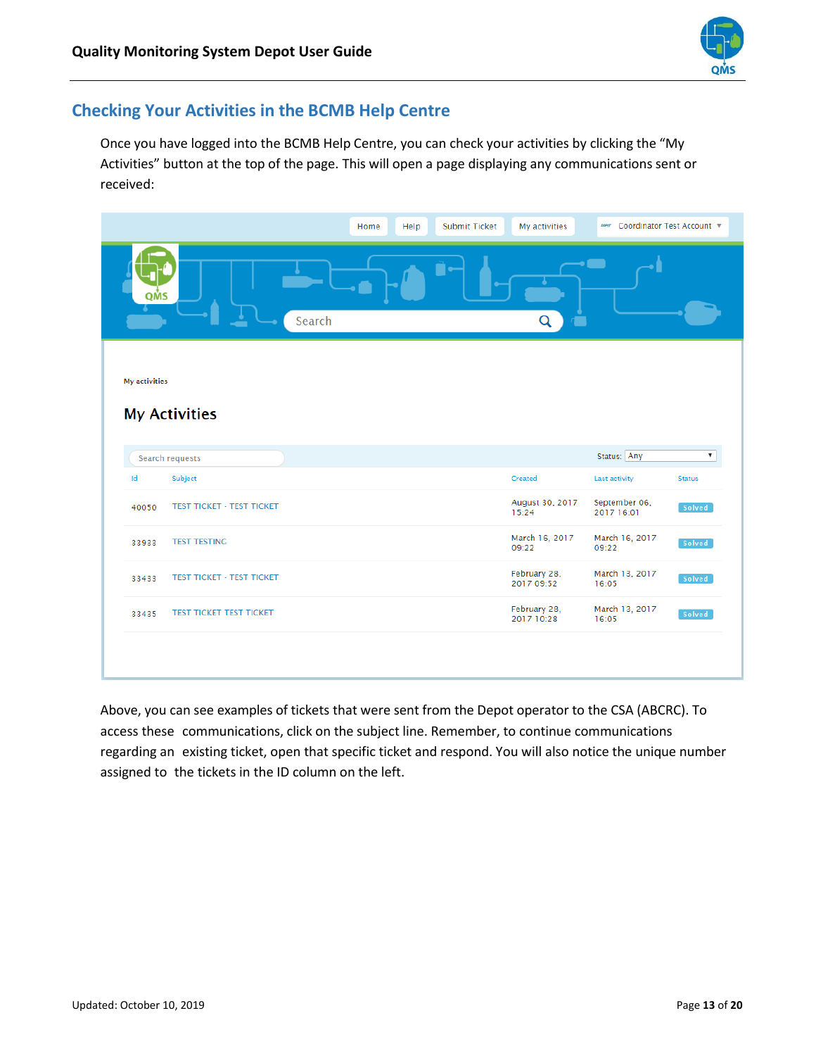## Checking Your Activities in the BCMB Help Centre

Once you have logged into the BCMB Help Centre, you can check your activities by clicking the "My Activities" button at the top of the page. This will open a page displaying any communications sent or received:

Home | Help | Submit Ticket | My activities | Coordinator Test Account

My activities

### My Activities

Search requests — Status: Any

| Id | Subject | Created | Last activity | Status |
|---|---|---|---|---|
| 40050 | TEST TICKET - TEST TICKET | August 30, 2017 15:24 | September 06, 2017 16:01 | Solved |
| 33933 | TEST TESTING | March 16, 2017 09:22 | March 16, 2017 09:22 | Solved |
| 33433 | TEST TICKET - TEST TICKET | February 28, 2017 09:52 | March 13, 2017 16:05 | Solved |
| 33435 | TEST TICKET TEST TICKET | February 28, 2017 10:28 | March 13, 2017 16:05 | Solved |

Above, you can see examples of tickets that were sent from the Depot operator to the CSA (ABCRC). To access these communications, click on the subject line. Remember, to continue communications regarding an existing ticket, open that specific ticket and respond. You will also notice the unique number assigned to the tickets in the ID column on the left.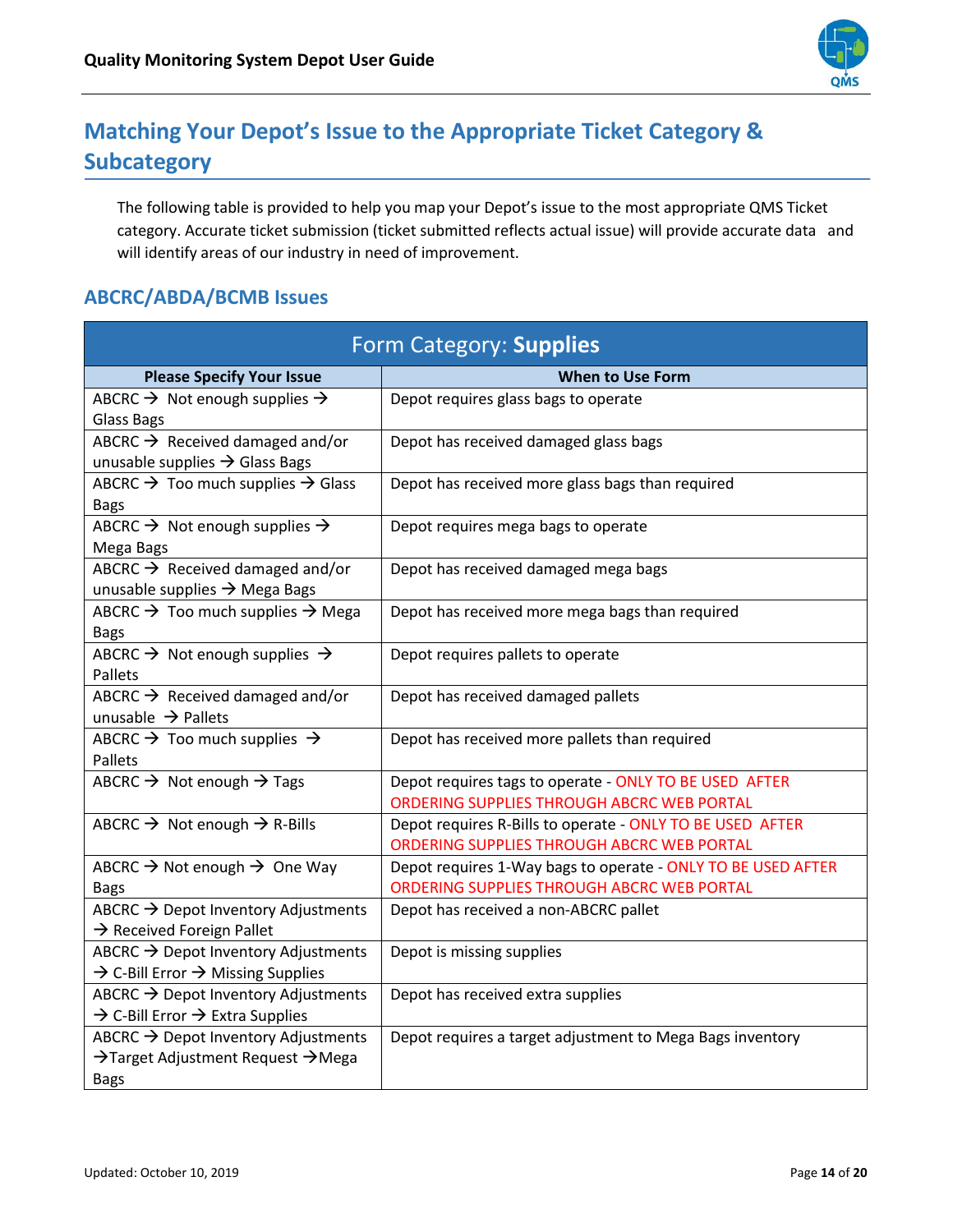## Matching Your Depot's Issue to the Appropriate Ticket Category & Subcategory

The following table is provided to help you map your Depot's issue to the most appropriate QMS Ticket category. Accurate ticket submission (ticket submitted reflects actual issue) will provide accurate data and will identify areas of our industry in need of improvement.

### ABCRC/ABDA/BCMB Issues

| Form Category: **Supplies** | |
|---|---|
| **Please Specify Your Issue** | **When to Use Form** |
| ABCRC → Not enough supplies → Glass Bags | Depot requires glass bags to operate |
| ABCRC → Received damaged and/or unusable supplies → Glass Bags | Depot has received damaged glass bags |
| ABCRC → Too much supplies → Glass Bags | Depot has received more glass bags than required |
| ABCRC → Not enough supplies → Mega Bags | Depot requires mega bags to operate |
| ABCRC → Received damaged and/or unusable supplies → Mega Bags | Depot has received damaged mega bags |
| ABCRC → Too much supplies → Mega Bags | Depot has received more mega bags than required |
| ABCRC → Not enough supplies → Pallets | Depot requires pallets to operate |
| ABCRC → Received damaged and/or unusable → Pallets | Depot has received damaged pallets |
| ABCRC → Too much supplies → Pallets | Depot has received more pallets than required |
| ABCRC → Not enough → Tags | Depot requires tags to operate - ONLY TO BE USED AFTER ORDERING SUPPLIES THROUGH ABCRC WEB PORTAL |
| ABCRC → Not enough → R-Bills | Depot requires R-Bills to operate - ONLY TO BE USED AFTER ORDERING SUPPLIES THROUGH ABCRC WEB PORTAL |
| ABCRC → Not enough → One Way Bags | Depot requires 1-Way bags to operate - ONLY TO BE USED AFTER ORDERING SUPPLIES THROUGH ABCRC WEB PORTAL |
| ABCRC → Depot Inventory Adjustments → Received Foreign Pallet | Depot has received a non-ABCRC pallet |
| ABCRC → Depot Inventory Adjustments → C-Bill Error → Missing Supplies | Depot is missing supplies |
| ABCRC → Depot Inventory Adjustments → C-Bill Error → Extra Supplies | Depot has received extra supplies |
| ABCRC → Depot Inventory Adjustments → Target Adjustment Request → Mega Bags | Depot requires a target adjustment to Mega Bags inventory |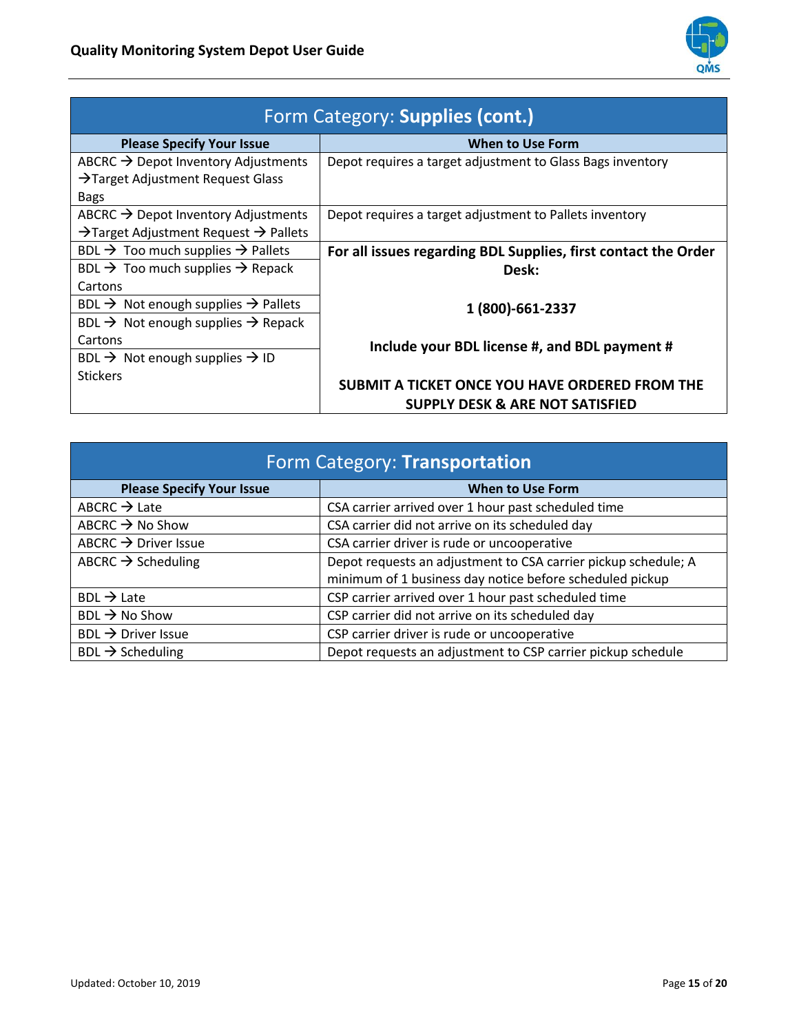| Form Category: **Supplies (cont.)** | |
|---|---|
| **Please Specify Your Issue** | **When to Use Form** |
| ABCRC → Depot Inventory Adjustments →Target Adjustment Request Glass Bags | Depot requires a target adjustment to Glass Bags inventory |
| ABCRC → Depot Inventory Adjustments →Target Adjustment Request → Pallets | Depot requires a target adjustment to Pallets inventory |
| BDL → Too much supplies → Pallets | **For all issues regarding BDL Supplies, first contact the Order Desk:** **1 (800)-661-2337** **Include your BDL license #, and BDL payment #** **SUBMIT A TICKET ONCE YOU HAVE ORDERED FROM THE SUPPLY DESK & ARE NOT SATISFIED** |
| BDL → Too much supplies → Repack Cartons | |
| BDL → Not enough supplies → Pallets | |
| BDL → Not enough supplies → Repack Cartons | |
| BDL → Not enough supplies → ID Stickers | |

| Form Category: **Transportation** | |
|---|---|
| **Please Specify Your Issue** | **When to Use Form** |
| ABCRC → Late | CSA carrier arrived over 1 hour past scheduled time |
| ABCRC → No Show | CSA carrier did not arrive on its scheduled day |
| ABCRC → Driver Issue | CSA carrier driver is rude or uncooperative |
| ABCRC → Scheduling | Depot requests an adjustment to CSA carrier pickup schedule; A minimum of 1 business day notice before scheduled pickup |
| BDL → Late | CSP carrier arrived over 1 hour past scheduled time |
| BDL → No Show | CSP carrier did not arrive on its scheduled day |
| BDL → Driver Issue | CSP carrier driver is rude or uncooperative |
| BDL → Scheduling | Depot requests an adjustment to CSP carrier pickup schedule |

Updated: October 10, 2019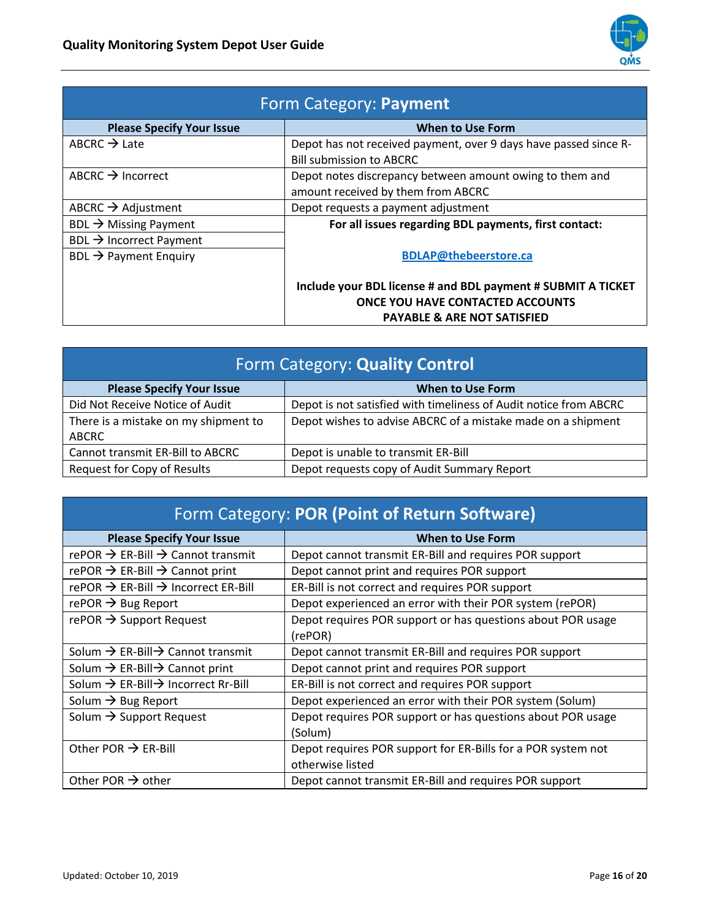| Form Category: **Payment** | |
|---|---|
| **Please Specify Your Issue** | **When to Use Form** |
| ABCRC → Late | Depot has not received payment, over 9 days have passed since R-Bill submission to ABCRC |
| ABCRC → Incorrect | Depot notes discrepancy between amount owing to them and amount received by them from ABCRC |
| ABCRC → Adjustment | Depot requests a payment adjustment |
| BDL → Missing Payment<br>BDL → Incorrect Payment<br>BDL → Payment Enquiry | **For all issues regarding BDL payments, first contact:**<br><br>**BDLAP@thebeerstore.ca**<br><br>**Include your BDL license # and BDL payment # SUBMIT A TICKET ONCE YOU HAVE CONTACTED ACCOUNTS PAYABLE & ARE NOT SATISFIED** |

| Form Category: **Quality Control** | |
|---|---|
| **Please Specify Your Issue** | **When to Use Form** |
| Did Not Receive Notice of Audit | Depot is not satisfied with timeliness of Audit notice from ABCRC |
| There is a mistake on my shipment to ABCRC | Depot wishes to advise ABCRC of a mistake made on a shipment |
| Cannot transmit ER-Bill to ABCRC | Depot is unable to transmit ER-Bill |
| Request for Copy of Results | Depot requests copy of Audit Summary Report |

| Form Category: **POR (Point of Return Software)** | |
|---|---|
| **Please Specify Your Issue** | **When to Use Form** |
| rePOR → ER-Bill → Cannot transmit | Depot cannot transmit ER-Bill and requires POR support |
| rePOR → ER-Bill → Cannot print | Depot cannot print and requires POR support |
| rePOR → ER-Bill → Incorrect ER-Bill | ER-Bill is not correct and requires POR support |
| rePOR → Bug Report | Depot experienced an error with their POR system (rePOR) |
| rePOR → Support Request | Depot requires POR support or has questions about POR usage (rePOR) |
| Solum → ER-Bill→ Cannot transmit | Depot cannot transmit ER-Bill and requires POR support |
| Solum → ER-Bill→ Cannot print | Depot cannot print and requires POR support |
| Solum → ER-Bill→ Incorrect Rr-Bill | ER-Bill is not correct and requires POR support |
| Solum → Bug Report | Depot experienced an error with their POR system (Solum) |
| Solum → Support Request | Depot requires POR support or has questions about POR usage (Solum) |
| Other POR → ER-Bill | Depot requires POR support for ER-Bills for a POR system not otherwise listed |
| Other POR → other | Depot cannot transmit ER-Bill and requires POR support |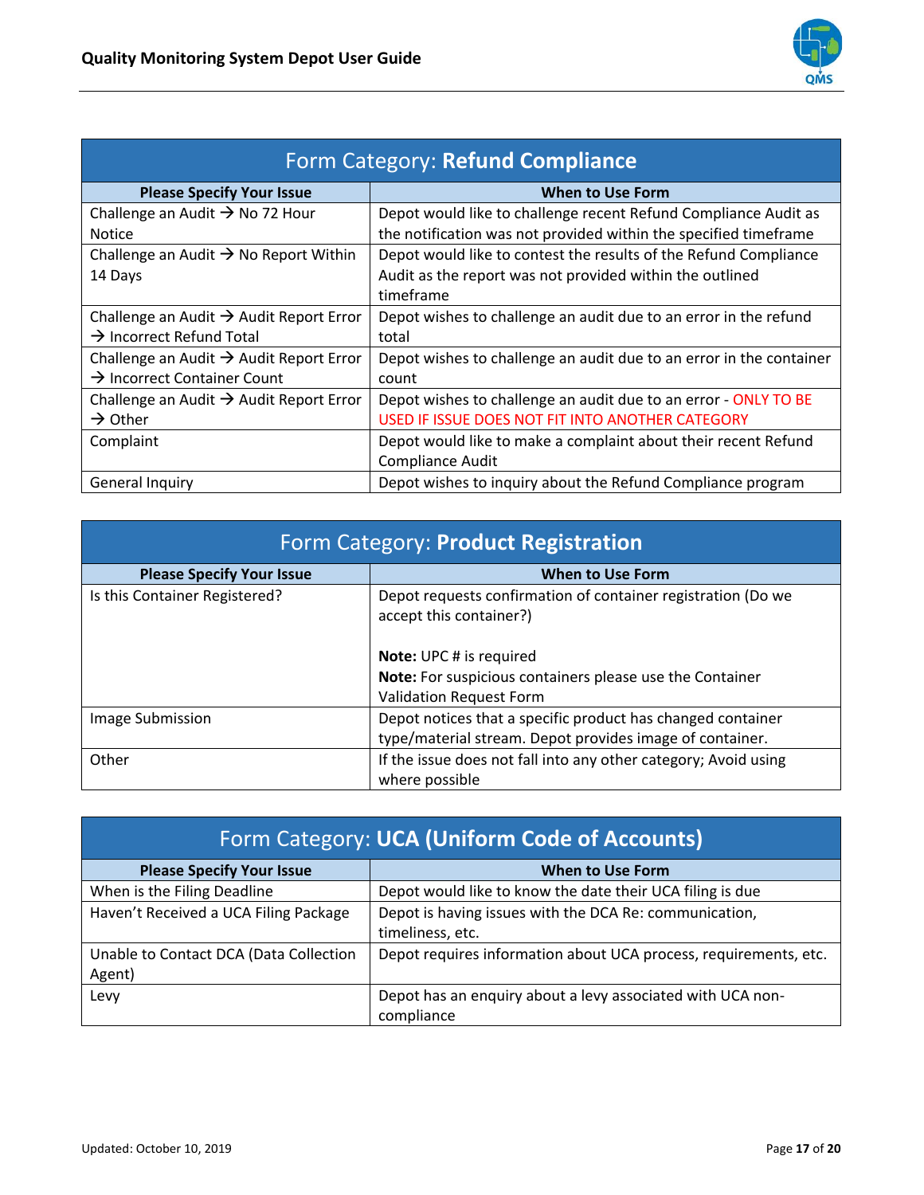| Form Category: **Refund Compliance** | |
|---|---|
| **Please Specify Your Issue** | **When to Use Form** |
| Challenge an Audit → No 72 Hour Notice | Depot would like to challenge recent Refund Compliance Audit as the notification was not provided within the specified timeframe |
| Challenge an Audit → No Report Within 14 Days | Depot would like to contest the results of the Refund Compliance Audit as the report was not provided within the outlined timeframe |
| Challenge an Audit → Audit Report Error → Incorrect Refund Total | Depot wishes to challenge an audit due to an error in the refund total |
| Challenge an Audit → Audit Report Error → Incorrect Container Count | Depot wishes to challenge an audit due to an error in the container count |
| Challenge an Audit → Audit Report Error → Other | Depot wishes to challenge an audit due to an error - ONLY TO BE USED IF ISSUE DOES NOT FIT INTO ANOTHER CATEGORY |
| Complaint | Depot would like to make a complaint about their recent Refund Compliance Audit |
| General Inquiry | Depot wishes to inquiry about the Refund Compliance program |

| Form Category: **Product Registration** | |
|---|---|
| **Please Specify Your Issue** | **When to Use Form** |
| Is this Container Registered? | Depot requests confirmation of container registration (Do we accept this container?)<br><br>**Note:** UPC # is required<br>**Note:** For suspicious containers please use the Container Validation Request Form |
| Image Submission | Depot notices that a specific product has changed container type/material stream. Depot provides image of container. |
| Other | If the issue does not fall into any other category; Avoid using where possible |

| Form Category: **UCA (Uniform Code of Accounts)** | |
|---|---|
| **Please Specify Your Issue** | **When to Use Form** |
| When is the Filing Deadline | Depot would like to know the date their UCA filing is due |
| Haven't Received a UCA Filing Package | Depot is having issues with the DCA Re: communication, timeliness, etc. |
| Unable to Contact DCA (Data Collection Agent) | Depot requires information about UCA process, requirements, etc. |
| Levy | Depot has an enquiry about a levy associated with UCA non-compliance |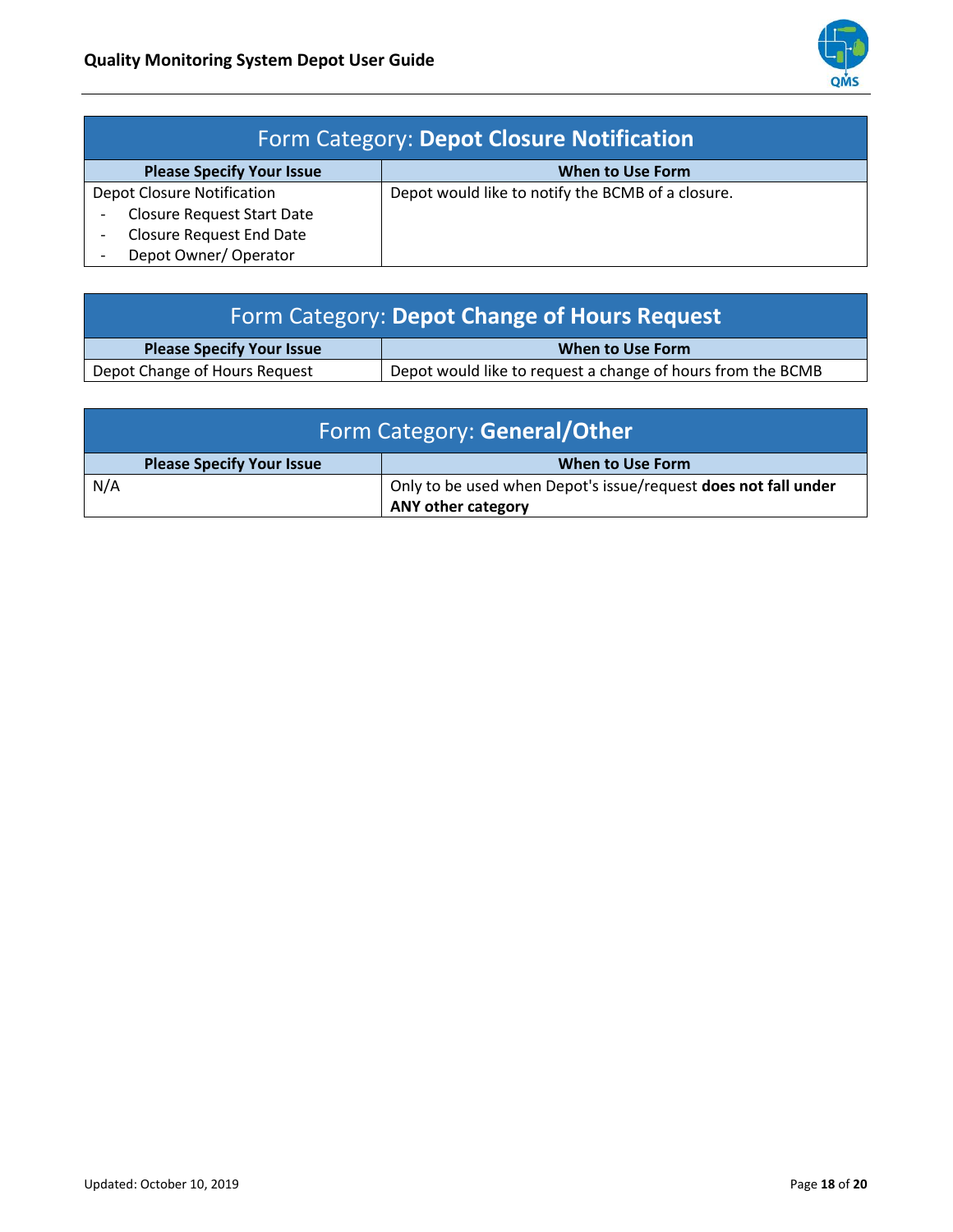| Form Category: **Depot Closure Notification** | |
|---|---|
| **Please Specify Your Issue** | **When to Use Form** |
| Depot Closure Notification<br>- Closure Request Start Date<br>- Closure Request End Date<br>- Depot Owner/ Operator | Depot would like to notify the BCMB of a closure. |

| Form Category: **Depot Change of Hours Request** | |
|---|---|
| **Please Specify Your Issue** | **When to Use Form** |
| Depot Change of Hours Request | Depot would like to request a change of hours from the BCMB |

| Form Category: **General/Other** | |
|---|---|
| **Please Specify Your Issue** | **When to Use Form** |
| N/A | Only to be used when Depot's issue/request **does not fall under ANY other category** |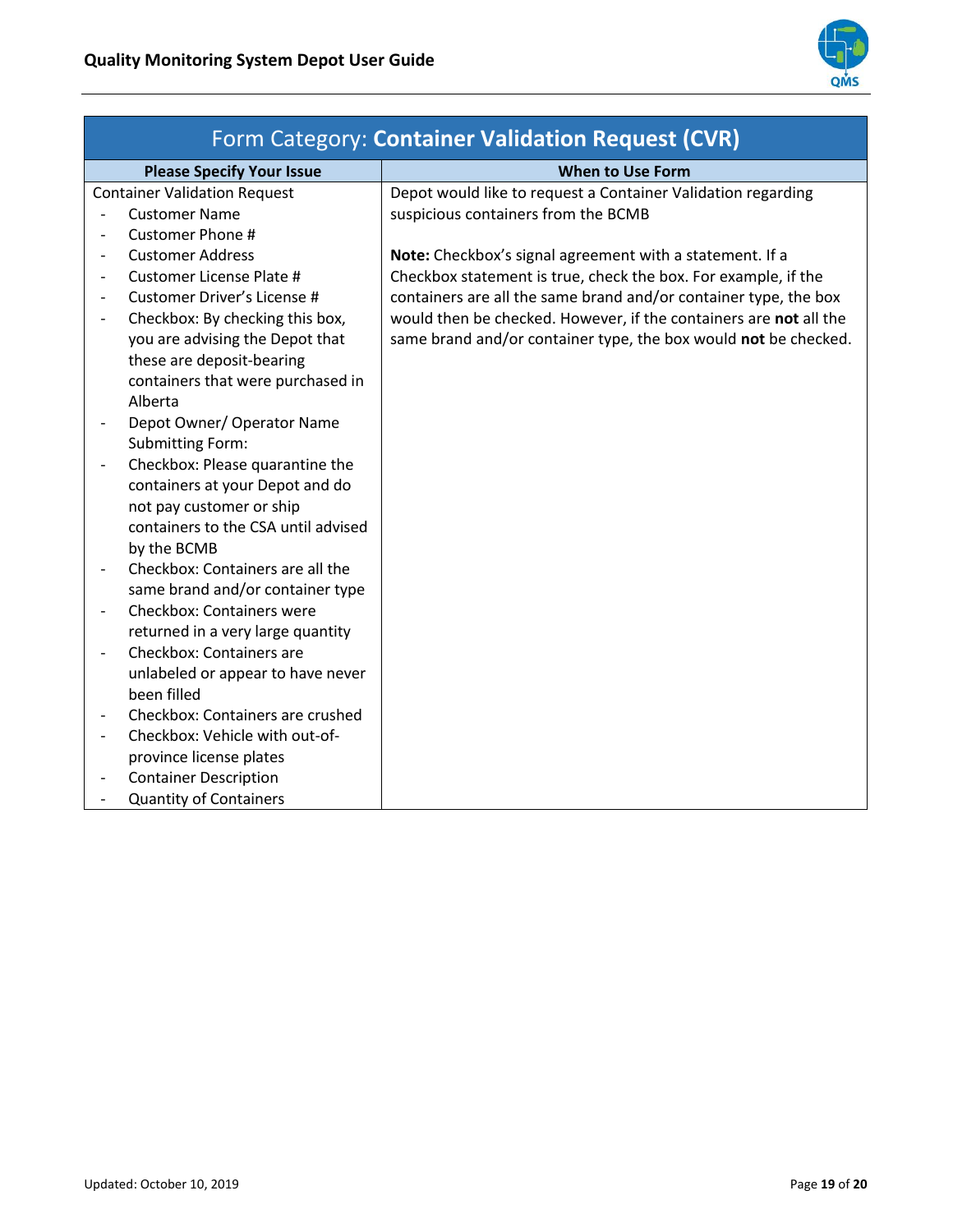| Form Category: **Container Validation Request (CVR)** | |
|---|---|
| **Please Specify Your Issue** | **When to Use Form** |
| Container Validation Request<br>- Customer Name<br>- Customer Phone #<br>- Customer Address<br>- Customer License Plate #<br>- Customer Driver's License #<br>- Checkbox: By checking this box, you are advising the Depot that these are deposit-bearing containers that were purchased in Alberta<br>- Depot Owner/ Operator Name Submitting Form:<br>- Checkbox: Please quarantine the containers at your Depot and do not pay customer or ship containers to the CSA until advised by the BCMB<br>- Checkbox: Containers are all the same brand and/or container type<br>- Checkbox: Containers were returned in a very large quantity<br>- Checkbox: Containers are unlabeled or appear to have never been filled<br>- Checkbox: Containers are crushed<br>- Checkbox: Vehicle with out-of-province license plates<br>- Container Description<br>- Quantity of Containers | Depot would like to request a Container Validation regarding suspicious containers from the BCMB<br><br>**Note:** Checkbox's signal agreement with a statement. If a Checkbox statement is true, check the box. For example, if the containers are all the same brand and/or container type, the box would then be checked. However, if the containers are **not** all the same brand and/or container type, the box would **not** be checked. |

Updated: October 10, 2019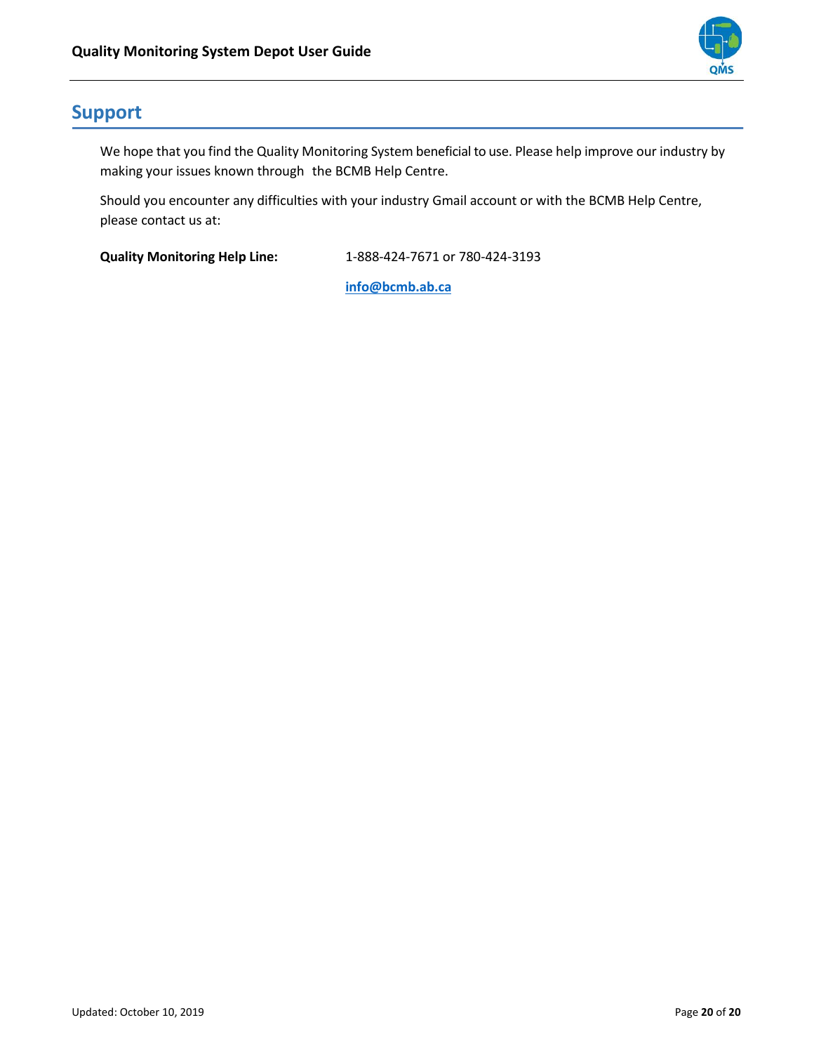# Support

We hope that you find the Quality Monitoring System beneficial to use. Please help improve our industry by making your issues known through the BCMB Help Centre.

Should you encounter any difficulties with your industry Gmail account or with the BCMB Help Centre, please contact us at:

**Quality Monitoring Help Line:** 1-888-424-7671 or 780-424-3193

**info@bcmb.ab.ca**